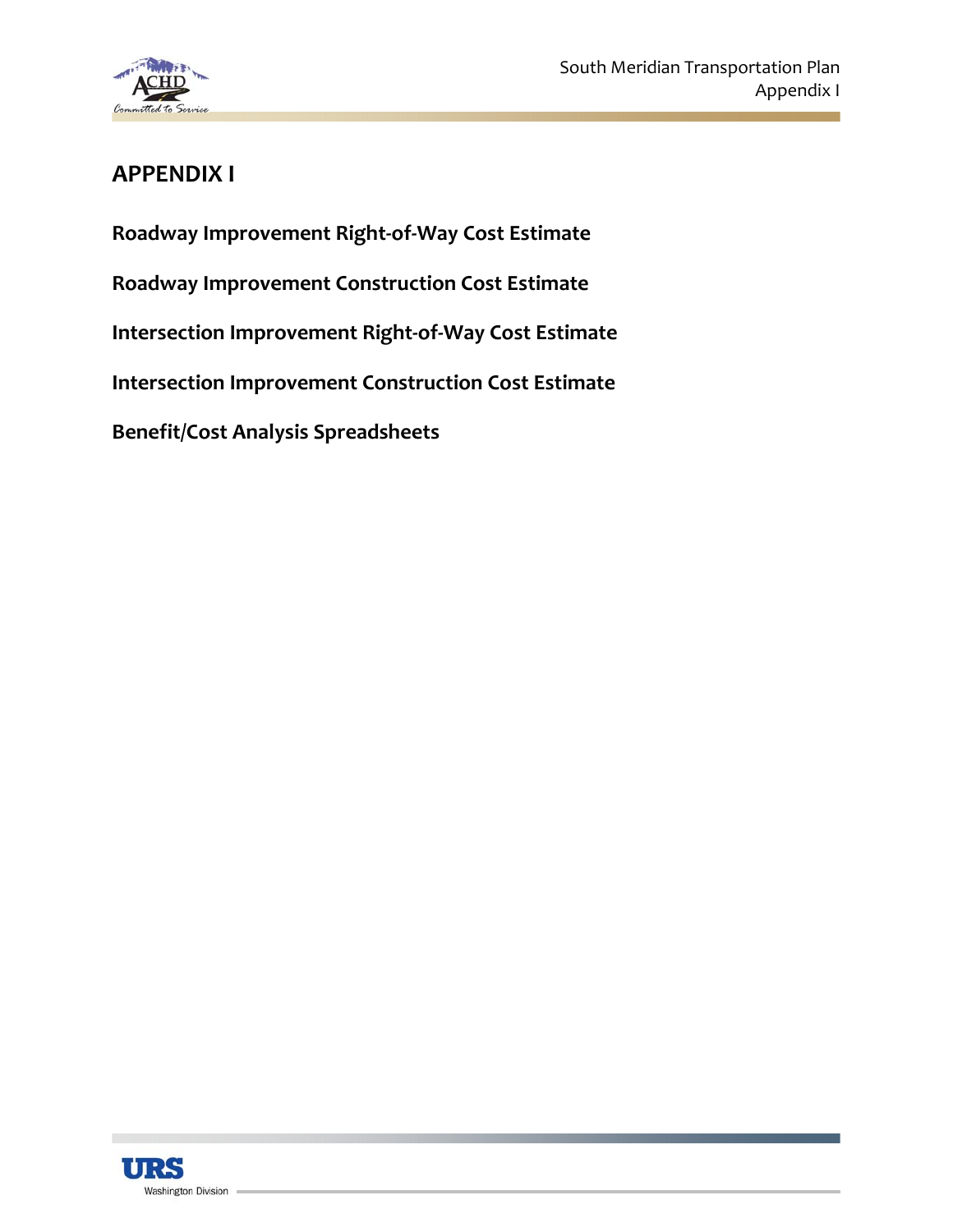# APPENDIX I

**Roadway Improvement Right-of-Way Cost Estimate**

**Roadway Improvement Construction Cost Estimate**

**Intersection Improvement Right-of-Way Cost Estimate**

**Intersection Improvement Construction Cost Estimate**

**Benefit/Cost Analysis Spreadsheets**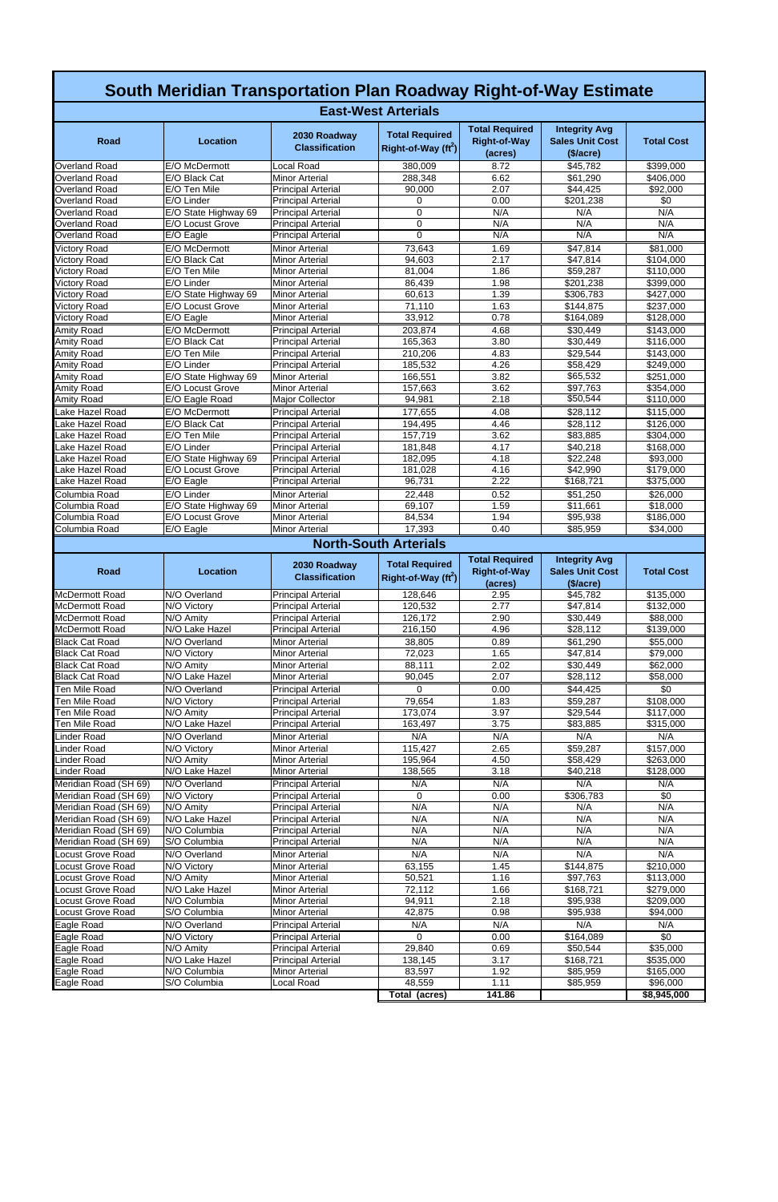# South Meridian Transportation Plan Roadway Right-of-Way Estimate

## East-West Arterials

| Road | Location | 2030 Roadway Classification | Total Required Right-of-Way ($ft^2$) | Total Required Right-of-Way (acres) | Integrity Avg Sales Unit Cost ($/acre) | Total Cost |
|---|---|---|---|---|---|---|
| Overland Road | E/O McDermott | Local Road | 380,009 | 8.72 | $45,782 | $399,000 |
| Overland Road | E/O Black Cat | Minor Arterial | 288,348 | 6.62 | $61,290 | $406,000 |
| Overland Road | E/O Ten Mile | Principal Arterial | 90,000 | 2.07 | $44,425 | $92,000 |
| Overland Road | E/O Linder | Principal Arterial | 0 | 0.00 | $201,238 | $0 |
| Overland Road | E/O State Highway 69 | Principal Arterial | 0 | N/A | N/A | N/A |
| Overland Road | E/O Locust Grove | Principal Arterial | 0 | N/A | N/A | N/A |
| Overland Road | E/O Eagle | Principal Arterial | 0 | N/A | N/A | N/A |
| Victory Road | E/O McDermott | Minor Arterial | 73,643 | 1.69 | $47,814 | $81,000 |
| Victory Road | E/O Black Cat | Minor Arterial | 94,603 | 2.17 | $47,814 | $104,000 |
| Victory Road | E/O Ten Mile | Minor Arterial | 81,004 | 1.86 | $59,287 | $110,000 |
| Victory Road | E/O Linder | Minor Arterial | 86,439 | 1.98 | $201,238 | $399,000 |
| Victory Road | E/O State Highway 69 | Minor Arterial | 60,613 | 1.39 | $306,783 | $427,000 |
| Victory Road | E/O Locust Grove | Minor Arterial | 71,110 | 1.63 | $144,875 | $237,000 |
| Victory Road | E/O Eagle | Minor Arterial | 33,912 | 0.78 | $164,089 | $128,000 |
| Amity Road | E/O McDermott | Principal Arterial | 203,874 | 4.68 | $30,449 | $143,000 |
| Amity Road | E/O Black Cat | Principal Arterial | 165,363 | 3.80 | $30,449 | $116,000 |
| Amity Road | E/O Ten Mile | Principal Arterial | 210,206 | 4.83 | $29,544 | $143,000 |
| Amity Road | E/O Linder | Principal Arterial | 185,532 | 4.26 | $58,429 | $249,000 |
| Amity Road | E/O State Highway 69 | Minor Arterial | 166,551 | 3.82 | $65,532 | $251,000 |
| Amity Road | E/O Locust Grove | Minor Arterial | 157,663 | 3.62 | $97,763 | $354,000 |
| Amity Road | E/O Eagle Road | Major Collector | 94,981 | 2.18 | $50,544 | $110,000 |
| Lake Hazel Road | E/O McDermott | Principal Arterial | 177,655 | 4.08 | $28,112 | $115,000 |
| Lake Hazel Road | E/O Black Cat | Principal Arterial | 194,495 | 4.46 | $28,112 | $126,000 |
| Lake Hazel Road | E/O Ten Mile | Principal Arterial | 157,719 | 3.62 | $83,885 | $304,000 |
| Lake Hazel Road | E/O Linder | Principal Arterial | 181,848 | 4.17 | $40,218 | $168,000 |
| Lake Hazel Road | E/O State Highway 69 | Principal Arterial | 182,095 | 4.18 | $22,248 | $93,000 |
| Lake Hazel Road | E/O Locust Grove | Principal Arterial | 181,028 | 4.16 | $42,990 | $179,000 |
| Lake Hazel Road | E/O Eagle | Principal Arterial | 96,731 | 2.22 | $168,721 | $375,000 |
| Columbia Road | E/O Linder | Minor Arterial | 22,448 | 0.52 | $51,250 | $26,000 |
| Columbia Road | E/O State Highway 69 | Minor Arterial | 69,107 | 1.59 | $11,661 | $18,000 |
| Columbia Road | E/O Locust Grove | Minor Arterial | 84,534 | 1.94 | $95,938 | $186,000 |
| Columbia Road | E/O Eagle | Minor Arterial | 17,393 | 0.40 | $85,959 | $34,000 |

## North-South Arterials

| Road | Location | 2030 Roadway Classification | Total Required Right-of-Way ($ft^2$) | Total Required Right-of-Way (acres) | Integrity Avg Sales Unit Cost ($/acre) | Total Cost |
|---|---|---|---|---|---|---|
| McDermott Road | N/O Overland | Principal Arterial | 128,646 | 2.95 | $45,782 | $135,000 |
| McDermott Road | N/O Victory | Principal Arterial | 120,532 | 2.77 | $47,814 | $132,000 |
| McDermott Road | N/O Amity | Principal Arterial | 126,172 | 2.90 | $30,449 | $88,000 |
| McDermott Road | N/O Lake Hazel | Principal Arterial | 216,150 | 4.96 | $28,112 | $139,000 |
| Black Cat Road | N/O Overland | Minor Arterial | 38,805 | 0.89 | $61,290 | $55,000 |
| Black Cat Road | N/O Victory | Minor Arterial | 72,023 | 1.65 | $47,814 | $79,000 |
| Black Cat Road | N/O Amity | Minor Arterial | 88,111 | 2.02 | $30,449 | $62,000 |
| Black Cat Road | N/O Lake Hazel | Minor Arterial | 90,045 | 2.07 | $28,112 | $58,000 |
| Ten Mile Road | N/O Overland | Principal Arterial | 0 | 0.00 | $44,425 | $0 |
| Ten Mile Road | N/O Victory | Principal Arterial | 79,654 | 1.83 | $59,287 | $108,000 |
| Ten Mile Road | N/O Amity | Principal Arterial | 173,074 | 3.97 | $29,544 | $117,000 |
| Ten Mile Road | N/O Lake Hazel | Principal Arterial | 163,497 | 3.75 | $83,885 | $315,000 |
| Linder Road | N/O Overland | Minor Arterial | N/A | N/A | N/A | N/A |
| Linder Road | N/O Victory | Minor Arterial | 115,427 | 2.65 | $59,287 | $157,000 |
| Linder Road | N/O Amity | Minor Arterial | 195,964 | 4.50 | $58,429 | $263,000 |
| Linder Road | N/O Lake Hazel | Minor Arterial | 138,565 | 3.18 | $40,218 | $128,000 |
| Meridian Road (SH 69) | N/O Overland | Principal Arterial | N/A | N/A | N/A | N/A |
| Meridian Road (SH 69) | N/O Victory | Principal Arterial | 0 | 0.00 | $306,783 | $0 |
| Meridian Road (SH 69) | N/O Amity | Principal Arterial | N/A | N/A | N/A | N/A |
| Meridian Road (SH 69) | N/O Lake Hazel | Principal Arterial | N/A | N/A | N/A | N/A |
| Meridian Road (SH 69) | N/O Columbia | Principal Arterial | N/A | N/A | N/A | N/A |
| Meridian Road (SH 69) | S/O Columbia | Principal Arterial | N/A | N/A | N/A | N/A |
| Locust Grove Road | N/O Overland | Minor Arterial | N/A | N/A | N/A | N/A |
| Locust Grove Road | N/O Victory | Minor Arterial | 63,155 | 1.45 | $144,875 | $210,000 |
| Locust Grove Road | N/O Amity | Minor Arterial | 50,521 | 1.16 | $97,763 | $113,000 |
| Locust Grove Road | N/O Lake Hazel | Minor Arterial | 72,112 | 1.66 | $168,721 | $279,000 |
| Locust Grove Road | N/O Columbia | Minor Arterial | 94,911 | 2.18 | $95,938 | $209,000 |
| Locust Grove Road | S/O Columbia | Minor Arterial | 42,875 | 0.98 | $95,938 | $94,000 |
| Eagle Road | N/O Overland | Principal Arterial | N/A | N/A | N/A | N/A |
| Eagle Road | N/O Victory | Principal Arterial | 0 | 0.00 | $164,089 | $0 |
| Eagle Road | N/O Amity | Principal Arterial | 29,840 | 0.69 | $50,544 | $35,000 |
| Eagle Road | N/O Lake Hazel | Principal Arterial | 138,145 | 3.17 | $168,721 | $535,000 |
| Eagle Road | N/O Columbia | Minor Arterial | 83,597 | 1.92 | $85,959 | $165,000 |
| Eagle Road | S/O Columbia | Local Road | 48,559 | 1.11 | $85,959 | $96,000 |
| | | | **Total (acres)** | **141.86** | | **$8,945,000** |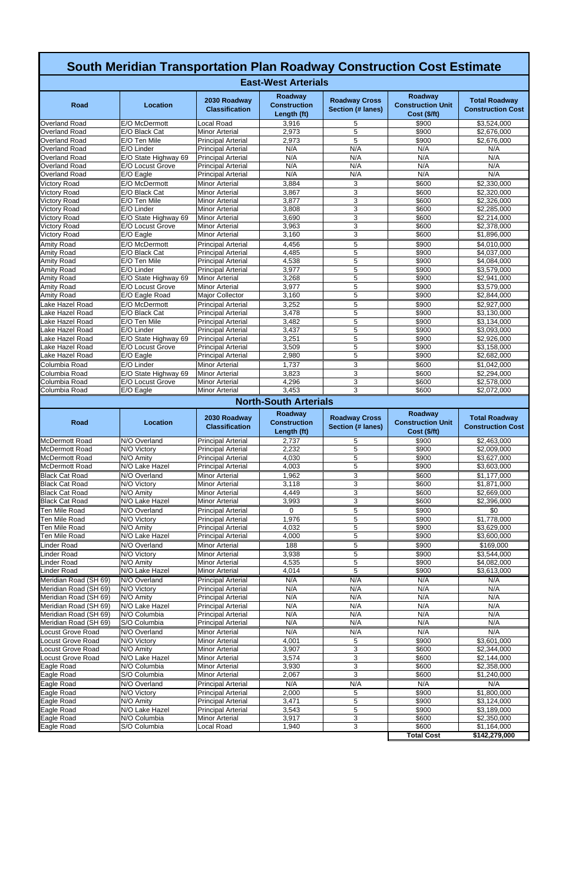# South Meridian Transportation Plan Roadway Construction Cost Estimate

## East-West Arterials

| Road | Location | 2030 Roadway Classification | Roadway Construction Length (ft) | Roadway Cross Section (# lanes) | Roadway Construction Unit Cost ($/ft) | Total Roadway Construction Cost |
|---|---|---|---|---|---|---|
| Overland Road | E/O McDermott | Local Road | 3,916 | 5 | $900 | $3,524,000 |
| Overland Road | E/O Black Cat | Minor Arterial | 2,973 | 5 | $900 | $2,676,000 |
| Overland Road | E/O Ten Mile | Principal Arterial | 2,973 | 5 | $900 | $2,676,000 |
| Overland Road | E/O Linder | Principal Arterial | N/A | N/A | N/A | N/A |
| Overland Road | E/O State Highway 69 | Principal Arterial | N/A | N/A | N/A | N/A |
| Overland Road | E/O Locust Grove | Principal Arterial | N/A | N/A | N/A | N/A |
| Overland Road | E/O Eagle | Principal Arterial | N/A | N/A | N/A | N/A |
| Victory Road | E/O McDermott | Minor Arterial | 3,884 | 3 | $600 | $2,330,000 |
| Victory Road | E/O Black Cat | Minor Arterial | 3,867 | 3 | $600 | $2,320,000 |
| Victory Road | E/O Ten Mile | Minor Arterial | 3,877 | 3 | $600 | $2,326,000 |
| Victory Road | E/O Linder | Minor Arterial | 3,808 | 3 | $600 | $2,285,000 |
| Victory Road | E/O State Highway 69 | Minor Arterial | 3,690 | 3 | $600 | $2,214,000 |
| Victory Road | E/O Locust Grove | Minor Arterial | 3,963 | 3 | $600 | $2,378,000 |
| Victory Road | E/O Eagle | Minor Arterial | 3,160 | 3 | $600 | $1,896,000 |
| Amity Road | E/O McDermott | Principal Arterial | 4,456 | 5 | $900 | $4,010,000 |
| Amity Road | E/O Black Cat | Principal Arterial | 4,485 | 5 | $900 | $4,037,000 |
| Amity Road | E/O Ten Mile | Principal Arterial | 4,538 | 5 | $900 | $4,084,000 |
| Amity Road | E/O Linder | Principal Arterial | 3,977 | 5 | $900 | $3,579,000 |
| Amity Road | E/O State Highway 69 | Minor Arterial | 3,268 | 5 | $900 | $2,941,000 |
| Amity Road | E/O Locust Grove | Minor Arterial | 3,977 | 5 | $900 | $3,579,000 |
| Amity Road | E/O Eagle Road | Major Collector | 3,160 | 5 | $900 | $2,844,000 |
| Lake Hazel Road | E/O McDermott | Principal Arterial | 3,252 | 5 | $900 | $2,927,000 |
| Lake Hazel Road | E/O Black Cat | Principal Arterial | 3,478 | 5 | $900 | $3,130,000 |
| Lake Hazel Road | E/O Ten Mile | Principal Arterial | 3,482 | 5 | $900 | $3,134,000 |
| Lake Hazel Road | E/O Linder | Principal Arterial | 3,437 | 5 | $900 | $3,093,000 |
| Lake Hazel Road | E/O State Highway 69 | Principal Arterial | 3,251 | 5 | $900 | $2,926,000 |
| Lake Hazel Road | E/O Locust Grove | Principal Arterial | 3,509 | 5 | $900 | $3,158,000 |
| Lake Hazel Road | E/O Eagle | Principal Arterial | 2,980 | 5 | $900 | $2,682,000 |
| Columbia Road | E/O Linder | Minor Arterial | 1,737 | 3 | $600 | $1,042,000 |
| Columbia Road | E/O State Highway 69 | Minor Arterial | 3,823 | 3 | $600 | $2,294,000 |
| Columbia Road | E/O Locust Grove | Minor Arterial | 4,296 | 3 | $600 | $2,578,000 |
| Columbia Road | E/O Eagle | Minor Arterial | 3,453 | 3 | $600 | $2,072,000 |

## North-South Arterials

| Road | Location | 2030 Roadway Classification | Roadway Construction Length (ft) | Roadway Cross Section (# lanes) | Roadway Construction Unit Cost ($/ft) | Total Roadway Construction Cost |
|---|---|---|---|---|---|---|
| McDermott Road | N/O Overland | Principal Arterial | 2,737 | 5 | $900 | $2,463,000 |
| McDermott Road | N/O Victory | Principal Arterial | 2,232 | 5 | $900 | $2,009,000 |
| McDermott Road | N/O Amity | Principal Arterial | 4,030 | 5 | $900 | $3,627,000 |
| McDermott Road | N/O Lake Hazel | Principal Arterial | 4,003 | 5 | $900 | $3,603,000 |
| Black Cat Road | N/O Overland | Minor Arterial | 1,962 | 3 | $600 | $1,177,000 |
| Black Cat Road | N/O Victory | Minor Arterial | 3,118 | 3 | $600 | $1,871,000 |
| Black Cat Road | N/O Amity | Minor Arterial | 4,449 | 3 | $600 | $2,669,000 |
| Black Cat Road | N/O Lake Hazel | Minor Arterial | 3,993 | 3 | $600 | $2,396,000 |
| Ten Mile Road | N/O Overland | Principal Arterial | 0 | 5 | $900 | $0 |
| Ten Mile Road | N/O Victory | Principal Arterial | 1,976 | 5 | $900 | $1,778,000 |
| Ten Mile Road | N/O Amity | Principal Arterial | 4,032 | 5 | $900 | $3,629,000 |
| Ten Mile Road | N/O Lake Hazel | Principal Arterial | 4,000 | 5 | $900 | $3,600,000 |
| Linder Road | N/O Overland | Minor Arterial | 188 | 5 | $900 | $169,000 |
| Linder Road | N/O Victory | Minor Arterial | 3,938 | 5 | $900 | $3,544,000 |
| Linder Road | N/O Amity | Minor Arterial | 4,535 | 5 | $900 | $4,082,000 |
| Linder Road | N/O Lake Hazel | Minor Arterial | 4,014 | 5 | $900 | $3,613,000 |
| Meridian Road (SH 69) | N/O Overland | Principal Arterial | N/A | N/A | N/A | N/A |
| Meridian Road (SH 69) | N/O Victory | Principal Arterial | N/A | N/A | N/A | N/A |
| Meridian Road (SH 69) | N/O Amity | Principal Arterial | N/A | N/A | N/A | N/A |
| Meridian Road (SH 69) | N/O Lake Hazel | Principal Arterial | N/A | N/A | N/A | N/A |
| Meridian Road (SH 69) | N/O Columbia | Principal Arterial | N/A | N/A | N/A | N/A |
| Meridian Road (SH 69) | S/O Columbia | Principal Arterial | N/A | N/A | N/A | N/A |
| Locust Grove Road | N/O Overland | Minor Arterial | N/A | N/A | N/A | N/A |
| Locust Grove Road | N/O Victory | Minor Arterial | 4,001 | 5 | $900 | $3,601,000 |
| Locust Grove Road | N/O Amity | Minor Arterial | 3,907 | 3 | $600 | $2,344,000 |
| Locust Grove Road | N/O Lake Hazel | Minor Arterial | 3,574 | 3 | $600 | $2,144,000 |
| Eagle Road | N/O Columbia | Minor Arterial | 3,930 | 3 | $600 | $2,358,000 |
| Eagle Road | S/O Columbia | Minor Arterial | 2,067 | 3 | $600 | $1,240,000 |
| Eagle Road | N/O Overland | Principal Arterial | N/A | N/A | N/A | N/A |
| Eagle Road | N/O Victory | Principal Arterial | 2,000 | 5 | $900 | $1,800,000 |
| Eagle Road | N/O Amity | Principal Arterial | 3,471 | 5 | $900 | $3,124,000 |
| Eagle Road | N/O Lake Hazel | Principal Arterial | 3,543 | 5 | $900 | $3,189,000 |
| Eagle Road | N/O Columbia | Minor Arterial | 3,917 | 3 | $600 | $2,350,000 |
| Eagle Road | S/O Columbia | Local Road | 1,940 | 3 | $600 | $1,164,000 |
| | | | | | **Total Cost** | **$142,279,000** |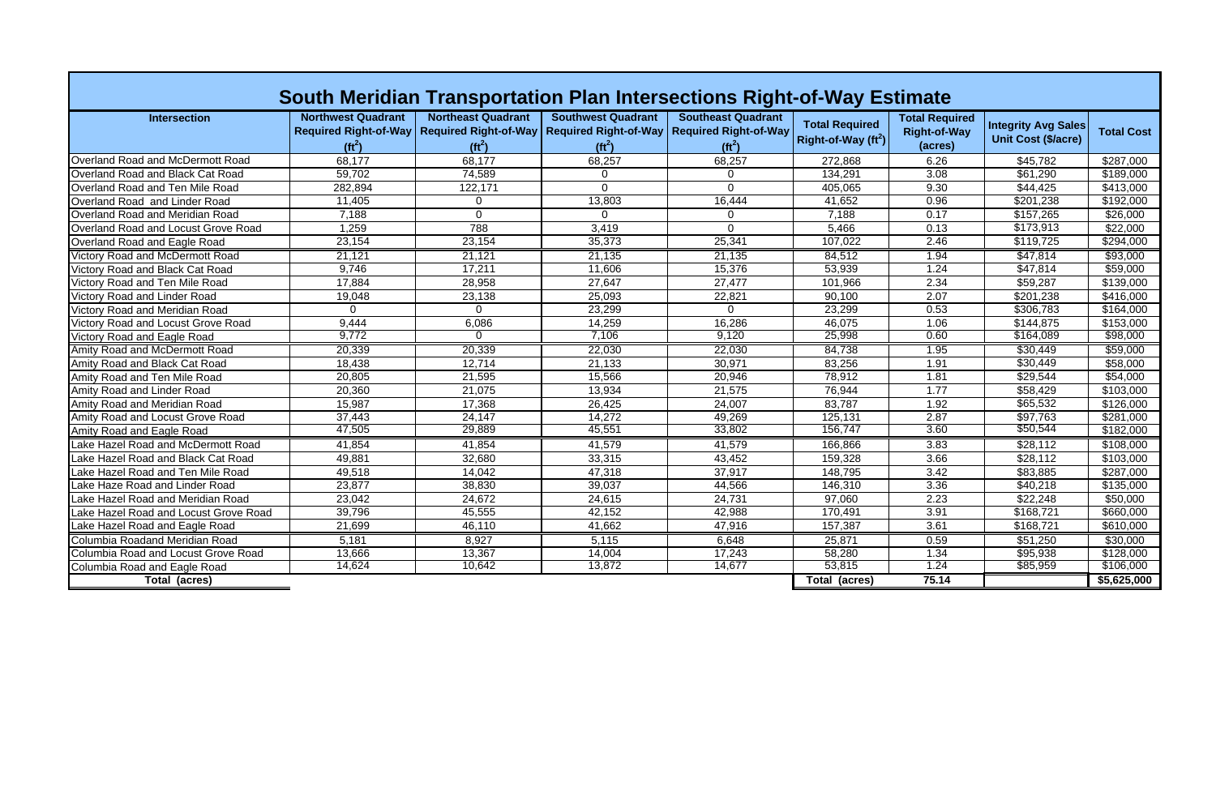# South Meridian Transportation Plan Intersections Right-of-Way Estimate

| Intersection | Northwest Quadrant Required Right-of-Way ($ft^2$) | Northeast Quadrant Required Right-of-Way ($ft^2$) | Southwest Quadrant Required Right-of-Way ($ft^2$) | Southeast Quadrant Required Right-of-Way ($ft^2$) | Total Required Right-of-Way ($ft^2$) | Total Required Right-of-Way (acres) | Integrity Avg Sales Unit Cost ($/acre) | Total Cost |
|---|---|---|---|---|---|---|---|---|
| Overland Road and McDermott Road | 68,177 | 68,177 | 68,257 | 68,257 | 272,868 | 6.26 | $45,782 | $287,000 |
| Overland Road and Black Cat Road | 59,702 | 74,589 | 0 | 0 | 134,291 | 3.08 | $61,290 | $189,000 |
| Overland Road and Ten Mile Road | 282,894 | 122,171 | 0 | 0 | 405,065 | 9.30 | $44,425 | $413,000 |
| Overland Road  and Linder Road | 11,405 | 0 | 13,803 | 16,444 | 41,652 | 0.96 | $201,238 | $192,000 |
| Overland Road and Meridian Road | 7,188 | 0 | 0 | 0 | 7,188 | 0.17 | $157,265 | $26,000 |
| Overland Road and Locust Grove Road | 1,259 | 788 | 3,419 | 0 | 5,466 | 0.13 | $173,913 | $22,000 |
| Overland Road and Eagle Road | 23,154 | 23,154 | 35,373 | 25,341 | 107,022 | 2.46 | $119,725 | $294,000 |
| Victory Road and McDermott Road | 21,121 | 21,121 | 21,135 | 21,135 | 84,512 | 1.94 | $47,814 | $93,000 |
| Victory Road and Black Cat Road | 9,746 | 17,211 | 11,606 | 15,376 | 53,939 | 1.24 | $47,814 | $59,000 |
| Victory Road and Ten Mile Road | 17,884 | 28,958 | 27,647 | 27,477 | 101,966 | 2.34 | $59,287 | $139,000 |
| Victory Road and Linder Road | 19,048 | 23,138 | 25,093 | 22,821 | 90,100 | 2.07 | $201,238 | $416,000 |
| Victory Road and Meridian Road | 0 | 0 | 23,299 | 0 | 23,299 | 0.53 | $306,783 | $164,000 |
| Victory Road and Locust Grove Road | 9,444 | 6,086 | 14,259 | 16,286 | 46,075 | 1.06 | $144,875 | $153,000 |
| Victory Road and Eagle Road | 9,772 | 0 | 7,106 | 9,120 | 25,998 | 0.60 | $164,089 | $98,000 |
| Amity Road and McDermott Road | 20,339 | 20,339 | 22,030 | 22,030 | 84,738 | 1.95 | $30,449 | $59,000 |
| Amity Road and Black Cat Road | 18,438 | 12,714 | 21,133 | 30,971 | 83,256 | 1.91 | $30,449 | $58,000 |
| Amity Road and Ten Mile Road | 20,805 | 21,595 | 15,566 | 20,946 | 78,912 | 1.81 | $29,544 | $54,000 |
| Amity Road and Linder Road | 20,360 | 21,075 | 13,934 | 21,575 | 76,944 | 1.77 | $58,429 | $103,000 |
| Amity Road and Meridian Road | 15,987 | 17,368 | 26,425 | 24,007 | 83,787 | 1.92 | $65,532 | $126,000 |
| Amity Road and Locust Grove Road | 37,443 | 24,147 | 14,272 | 49,269 | 125,131 | 2.87 | $97,763 | $281,000 |
| Amity Road and Eagle Road | 47,505 | 29,889 | 45,551 | 33,802 | 156,747 | 3.60 | $50,544 | $182,000 |
| Lake Hazel Road and McDermott Road | 41,854 | 41,854 | 41,579 | 41,579 | 166,866 | 3.83 | $28,112 | $108,000 |
| Lake Hazel Road and Black Cat Road | 49,881 | 32,680 | 33,315 | 43,452 | 159,328 | 3.66 | $28,112 | $103,000 |
| Lake Hazel Road and Ten Mile Road | 49,518 | 14,042 | 47,318 | 37,917 | 148,795 | 3.42 | $83,885 | $287,000 |
| Lake Haze Road and Linder Road | 23,877 | 38,830 | 39,037 | 44,566 | 146,310 | 3.36 | $40,218 | $135,000 |
| Lake Hazel Road and Meridian Road | 23,042 | 24,672 | 24,615 | 24,731 | 97,060 | 2.23 | $22,248 | $50,000 |
| Lake Hazel Road and Locust Grove Road | 39,796 | 45,555 | 42,152 | 42,988 | 170,491 | 3.91 | $168,721 | $660,000 |
| Lake Hazel Road and Eagle Road | 21,699 | 46,110 | 41,662 | 47,916 | 157,387 | 3.61 | $168,721 | $610,000 |
| Columbia Roadand Meridian Road | 5,181 | 8,927 | 5,115 | 6,648 | 25,871 | 0.59 | $51,250 | $30,000 |
| Columbia Road and Locust Grove Road | 13,666 | 13,367 | 14,004 | 17,243 | 58,280 | 1.34 | $95,938 | $128,000 |
| Columbia Road and Eagle Road | 14,624 | 10,642 | 13,872 | 14,677 | 53,815 | 1.24 | $85,959 | $106,000 |
| **Total (acres)** | | | | | **Total (acres)** | **75.14** | | **$5,625,000** |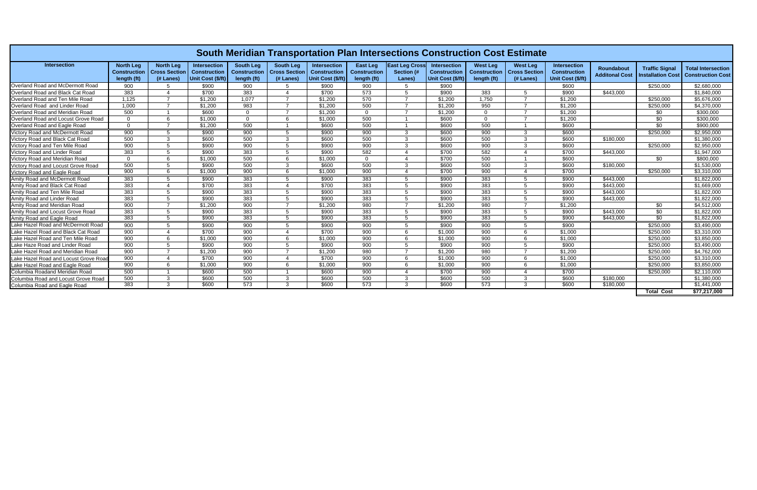# South Meridian Transportation Plan Intersections Construction Cost Estimate

| Intersection | North Leg Construction length (ft) | North Leg Cross Section (# Lanes) | Intersection Construction Unit Cost ($/ft) | South Leg Construction length (ft) | South Leg Cross Section (# Lanes) | Intersection Construction Unit Cost ($/ft) | East Leg Construction length (ft) | East Leg Cross Section (# Lanes) | Intersection Construction Unit Cost ($/ft) | West Leg Construction length (ft) | West Leg Cross Section (# Lanes) | Intersection Construction Unit Cost ($/ft) | Roundabout Additonal Cost | Traffic Signal Installation Cost | Total Intersection Construction Cost |
|---|---|---|---|---|---|---|---|---|---|---|---|---|---|---|---|
| Overland Road and McDermott Road | 900 | 5 | $900 | 900 | 5 | $900 | 900 | 5 | $900 | | | $600 | | $250,000 | $2,680,000 |
| Overland Road and Black Cat Road | 383 | 4 | $700 | 383 | 4 | $700 | 573 | 5 | $900 | 383 | 5 | $900 | $443,000 | | $1,840,000 |
| Overland Road and Ten Mile Road | 1,125 | 7 | $1,200 | 1,077 | 7 | $1,200 | 570 | 7 | $1,200 | 1,750 | 7 | $1,200 | | $250,000 | $5,676,000 |
| Overland Road and Linder Road | 1,000 | 7 | $1,200 | 983 | 7 | $1,200 | 500 | 7 | $1,200 | 950 | 7 | $1,200 | | $250,000 | $4,370,000 |
| Overland Road and Meridian Road | 500 | 1 | $600 | 0 | 7 | $1,200 | 0 | 7 | $1,200 | 0 | 7 | $1,200 | | $0 | $300,000 |
| Overland Road and Locust Grove Road | 0 | 6 | $1,000 | 0 | 6 | $1,000 | 500 | 1 | $600 | 0 | 7 | $1,200 | | $0 | $300,000 |
| Overland Road and Eagle Road | 0 | 7 | $1,200 | 500 | 1 | $600 | 500 | 1 | $600 | 500 | 1 | $600 | | $0 | $900,000 |
| Victory Road and McDermott Road | 900 | 5 | $900 | 900 | 5 | $900 | 900 | 3 | $600 | 900 | 3 | $600 | | $250,000 | $2,950,000 |
| Victory Road and Black Cat Road | 500 | 3 | $600 | 500 | 3 | $600 | 500 | 3 | $600 | 500 | 3 | $600 | $180,000 | | $1,380,000 |
| Victory Road and Ten Mile Road | 900 | 5 | $900 | 900 | 5 | $900 | 900 | 3 | $600 | 900 | 3 | $600 | | $250,000 | $2,950,000 |
| Victory Road and Linder Road | 383 | 5 | $900 | 383 | 5 | $900 | 582 | 4 | $700 | 582 | 4 | $700 | $443,000 | | $1,947,000 |
| Victory Road and Meridian Road | 0 | 6 | $1,000 | 500 | 6 | $1,000 | 0 | 4 | $700 | 500 | 1 | $600 | | $0 | $800,000 |
| Victory Road and Locust Grove Road | 500 | 5 | $900 | 500 | 3 | $600 | 500 | 3 | $600 | 500 | 3 | $600 | $180,000 | | $1,530,000 |
| Victory Road and Eagle Road | 900 | 6 | $1,000 | 900 | 6 | $1,000 | 900 | 4 | $700 | 900 | 4 | $700 | | $250,000 | $3,310,000 |
| Amity Road and McDermott Road | 383 | 5 | $900 | 383 | 5 | $900 | 383 | 5 | $900 | 383 | 5 | $900 | $443,000 | | $1,822,000 |
| Amity Road and Black Cat Road | 383 | 4 | $700 | 383 | 4 | $700 | 383 | 5 | $900 | 383 | 5 | $900 | $443,000 | | $1,669,000 |
| Amity Road and Ten Mile Road | 383 | 5 | $900 | 383 | 5 | $900 | 383 | 5 | $900 | 383 | 5 | $900 | $443,000 | | $1,822,000 |
| Amity Road and Linder Road | 383 | 5 | $900 | 383 | 5 | $900 | 383 | 5 | $900 | 383 | 5 | $900 | $443,000 | | $1,822,000 |
| Amity Road and Meridian Road | 900 | 7 | $1,200 | 900 | 7 | $1,200 | 980 | 7 | $1,200 | 980 | 7 | $1,200 | | $0 | $4,512,000 |
| Amity Road and Locust Grove Road | 383 | 5 | $900 | 383 | 5 | $900 | 383 | 5 | $900 | 383 | 5 | $900 | $443,000 | $0 | $1,822,000 |
| Amity Road and Eagle Road | 383 | 5 | $900 | 383 | 5 | $900 | 383 | 5 | $900 | 383 | 5 | $900 | $443,000 | $0 | $1,822,000 |
| Lake Hazel Road and McDermott Road | 900 | 5 | $900 | 900 | 5 | $900 | 900 | 5 | $900 | 900 | 5 | $900 | | $250,000 | $3,490,000 |
| Lake Hazel Road and Black Cat Road | 900 | 4 | $700 | 900 | 4 | $700 | 900 | 6 | $1,000 | 900 | 6 | $1,000 | | $250,000 | $3,310,000 |
| Lake Hazel Road and Ten Mile Road | 900 | 6 | $1,000 | 900 | 6 | $1,000 | 900 | 6 | $1,000 | 900 | 6 | $1,000 | | $250,000 | $3,850,000 |
| Lake Haze Road and Linder Road | 900 | 5 | $900 | 900 | 5 | $900 | 900 | 5 | $900 | 900 | 5 | $900 | | $250,000 | $3,490,000 |
| Lake Hazel Road and Meridian Road | 900 | 7 | $1,200 | 900 | 7 | $1,200 | 980 | 7 | $1,200 | 980 | 7 | $1,200 | | $250,000 | $4,762,000 |
| Lake Hazel Road and Locust Grove Road | 900 | 4 | $700 | 900 | 4 | $700 | 900 | 6 | $1,000 | 900 | 6 | $1,000 | | $250,000 | $3,310,000 |
| Lake Hazel Road and Eagle Road | 900 | 6 | $1,000 | 900 | 6 | $1,000 | 900 | 6 | $1,000 | 900 | 6 | $1,000 | | $250,000 | $3,850,000 |
| Columbia Roadand Meridian Road | 500 | 1 | $600 | 500 | 1 | $600 | 900 | 4 | $700 | 900 | 4 | $700 | | $250,000 | $2,110,000 |
| Columbia Road and Locust Grove Road | 500 | 3 | $600 | 500 | 3 | $600 | 500 | 3 | $600 | 500 | 3 | $600 | $180,000 | | $1,380,000 |
| Columbia Road and Eagle Road | 383 | 3 | $600 | 573 | 3 | $600 | 573 | 3 | $600 | 573 | 3 | $600 | $180,000 | | $1,441,000 |
| | | | | | | | | | | | | | | **Total Cost** | **$77,217,000** |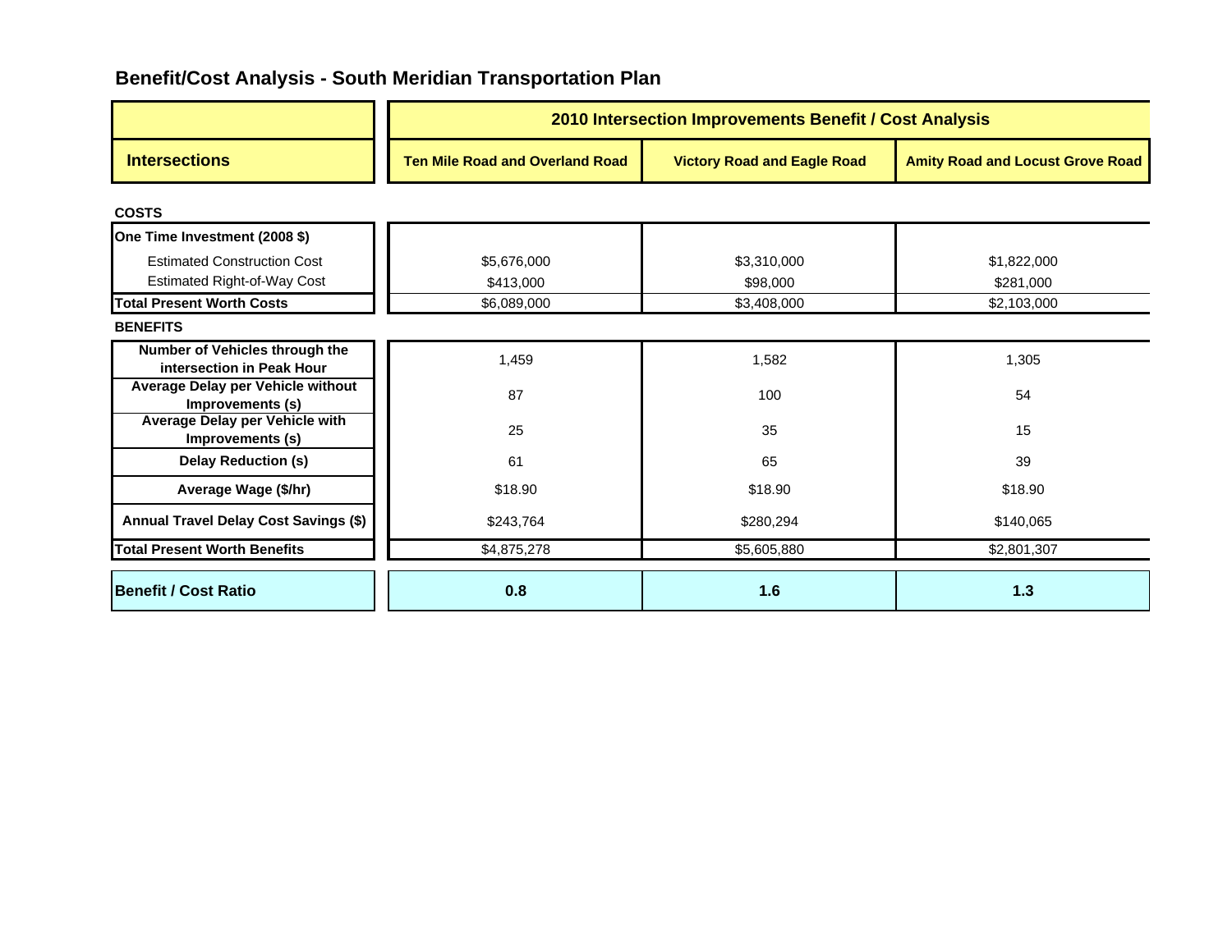## Benefit/Cost Analysis - South Meridian Transportation Plan

| | 2010 Intersection Improvements Benefit / Cost Analysis | | |
|---|---|---|---|
| **Intersections** | **Ten Mile Road and Overland Road** | **Victory Road and Eagle Road** | **Amity Road and Locust Grove Road** |
| **COSTS** | | | |
| **One Time Investment (2008 $)** | | | |
| Estimated Construction Cost | $5,676,000 | $3,310,000 | $1,822,000 |
| Estimated Right-of-Way Cost | $413,000 | $98,000 | $281,000 |
| **Total Present Worth Costs** | $6,089,000 | $3,408,000 | $2,103,000 |
| **BENEFITS** | | | |
| **Number of Vehicles through the intersection in Peak Hour** | 1,459 | 1,582 | 1,305 |
| **Average Delay per Vehicle without Improvements (s)** | 87 | 100 | 54 |
| **Average Delay per Vehicle with Improvements (s)** | 25 | 35 | 15 |
| **Delay Reduction (s)** | 61 | 65 | 39 |
| **Average Wage ($/hr)** | $18.90 | $18.90 | $18.90 |
| **Annual Travel Delay Cost Savings ($)** | $243,764 | $280,294 | $140,065 |
| **Total Present Worth Benefits** | $4,875,278 | $5,605,880 | $2,801,307 |
| **Benefit / Cost Ratio** | **0.8** | **1.6** | **1.3** |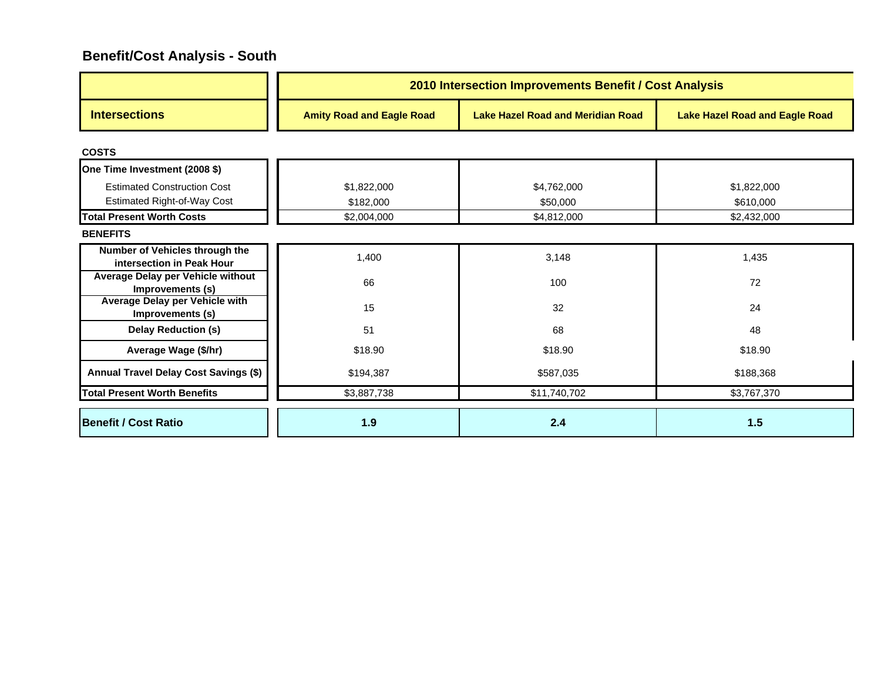## Benefit/Cost Analysis - South

| Intersections | 2010 Intersection Improvements Benefit / Cost Analysis | | |
|---|---|---|---|
| | **Amity Road and Eagle Road** | **Lake Hazel Road and Meridian Road** | **Lake Hazel Road and Eagle Road** |
| **COSTS** | | | |
| **One Time Investment (2008 $)** | | | |
| Estimated Construction Cost | $1,822,000 | $4,762,000 | $1,822,000 |
| Estimated Right-of-Way Cost | $182,000 | $50,000 | $610,000 |
| **Total Present Worth Costs** | $2,004,000 | $4,812,000 | $2,432,000 |
| **BENEFITS** | | | |
| **Number of Vehicles through the intersection in Peak Hour** | 1,400 | 3,148 | 1,435 |
| **Average Delay per Vehicle without Improvements (s)** | 66 | 100 | 72 |
| **Average Delay per Vehicle with Improvements (s)** | 15 | 32 | 24 |
| **Delay Reduction (s)** | 51 | 68 | 48 |
| **Average Wage ($/hr)** | $18.90 | $18.90 | $18.90 |
| **Annual Travel Delay Cost Savings ($)** | $194,387 | $587,035 | $188,368 |
| **Total Present Worth Benefits** | $3,887,738 | $11,740,702 | $3,767,370 |
| **Benefit / Cost Ratio** | **1.9** | **2.4** | **1.5** |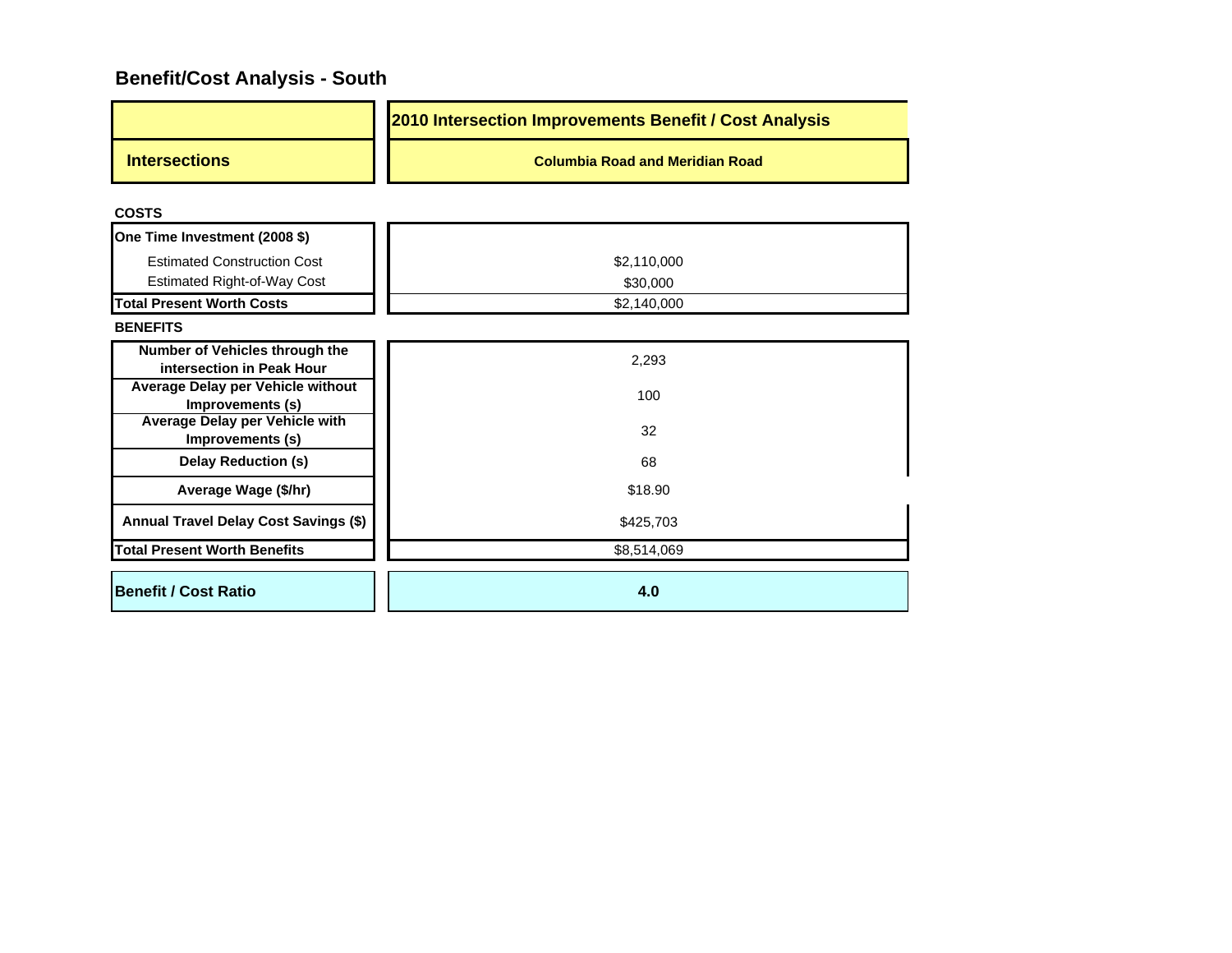## Benefit/Cost Analysis - South

| | 2010 Intersection Improvements Benefit / Cost Analysis |
|---|---|
| **Intersections** | **Columbia Road and Meridian Road** |
| **COSTS** | |
| **One Time Investment (2008 $)** | |
| Estimated Construction Cost | $2,110,000 |
| Estimated Right-of-Way Cost | $30,000 |
| **Total Present Worth Costs** | $2,140,000 |
| **BENEFITS** | |
| **Number of Vehicles through the intersection in Peak Hour** | 2,293 |
| **Average Delay per Vehicle without Improvements (s)** | 100 |
| **Average Delay per Vehicle with Improvements (s)** | 32 |
| **Delay Reduction (s)** | 68 |
| **Average Wage ($/hr)** | $18.90 |
| **Annual Travel Delay Cost Savings ($)** | $425,703 |
| **Total Present Worth Benefits** | $8,514,069 |
| **Benefit / Cost Ratio** | **4.0** |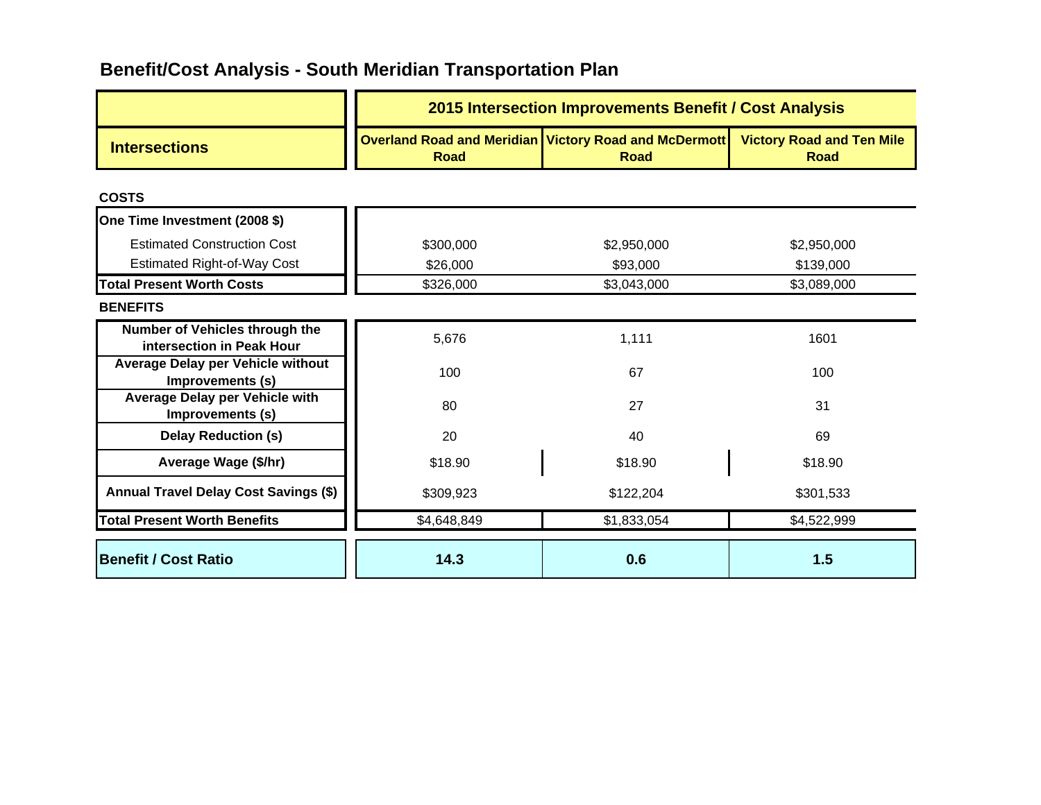# Benefit/Cost Analysis - South Meridian Transportation Plan

| | 2015 Intersection Improvements Benefit / Cost Analysis | | |
|---|---|---|---|
| **Intersections** | **Overland Road and Meridian Road** | **Victory Road and McDermott Road** | **Victory Road and Ten Mile Road** |
| **COSTS** | | | |
| **One Time Investment (2008 $)** | | | |
| Estimated Construction Cost | $300,000 | $2,950,000 | $2,950,000 |
| Estimated Right-of-Way Cost | $26,000 | $93,000 | $139,000 |
| **Total Present Worth Costs** | $326,000 | $3,043,000 | $3,089,000 |
| **BENEFITS** | | | |
| **Number of Vehicles through the intersection in Peak Hour** | 5,676 | 1,111 | 1601 |
| **Average Delay per Vehicle without Improvements (s)** | 100 | 67 | 100 |
| **Average Delay per Vehicle with Improvements (s)** | 80 | 27 | 31 |
| **Delay Reduction (s)** | 20 | 40 | 69 |
| **Average Wage ($/hr)** | $18.90 | $18.90 | $18.90 |
| **Annual Travel Delay Cost Savings ($)** | $309,923 | $122,204 | $301,533 |
| **Total Present Worth Benefits** | $4,648,849 | $1,833,054 | $4,522,999 |
| **Benefit / Cost Ratio** | **14.3** | **0.6** | **1.5** |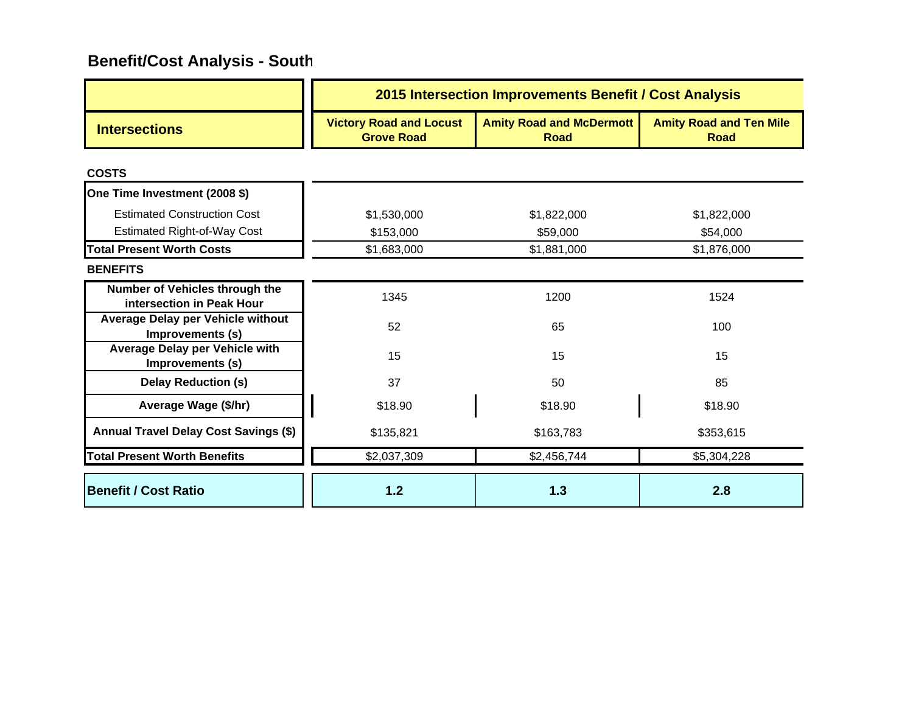## Benefit/Cost Analysis - South

| Intersections | 2015 Intersection Improvements Benefit / Cost Analysis | | |
|---|---|---|---|
| | Victory Road and Locust Grove Road | Amity Road and McDermott Road | Amity Road and Ten Mile Road |
| **COSTS** | | | |
| **One Time Investment (2008 $)** | | | |
| Estimated Construction Cost | $1,530,000 | $1,822,000 | $1,822,000 |
| Estimated Right-of-Way Cost | $153,000 | $59,000 | $54,000 |
| **Total Present Worth Costs** | $1,683,000 | $1,881,000 | $1,876,000 |
| **BENEFITS** | | | |
| **Number of Vehicles through the intersection in Peak Hour** | 1345 | 1200 | 1524 |
| **Average Delay per Vehicle without Improvements (s)** | 52 | 65 | 100 |
| **Average Delay per Vehicle with Improvements (s)** | 15 | 15 | 15 |
| **Delay Reduction (s)** | 37 | 50 | 85 |
| **Average Wage ($/hr)** | $18.90 | $18.90 | $18.90 |
| **Annual Travel Delay Cost Savings ($)** | $135,821 | $163,783 | $353,615 |
| **Total Present Worth Benefits** | $2,037,309 | $2,456,744 | $5,304,228 |
| **Benefit / Cost Ratio** | **1.2** | **1.3** | **2.8** |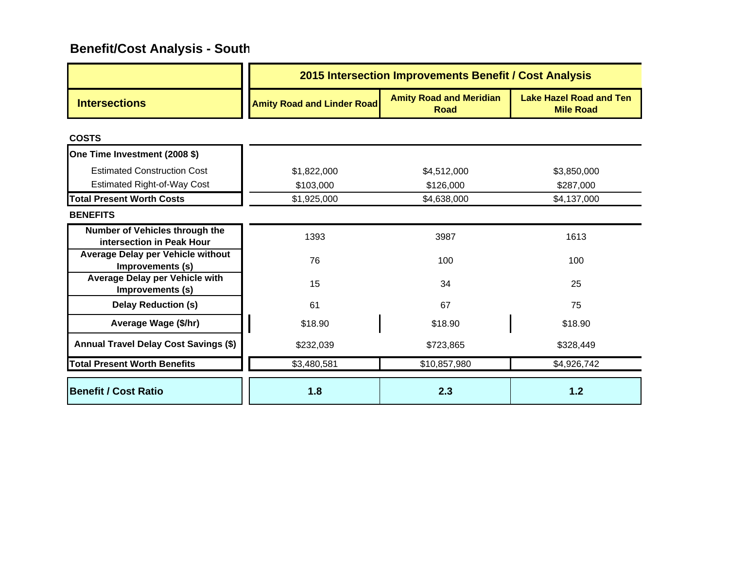## Benefit/Cost Analysis - South

| Intersections | Amity Road and Linder Road | Amity Road and Meridian Road | Lake Hazel Road and Ten Mile Road |
|---|---|---|---|
| | **2015 Intersection Improvements Benefit / Cost Analysis** | | |
| **COSTS** | | | |
| **One Time Investment (2008 $)** | | | |
| Estimated Construction Cost | $1,822,000 | $4,512,000 | $3,850,000 |
| Estimated Right-of-Way Cost | $103,000 | $126,000 | $287,000 |
| **Total Present Worth Costs** | $1,925,000 | $4,638,000 | $4,137,000 |
| **BENEFITS** | | | |
| **Number of Vehicles through the intersection in Peak Hour** | 1393 | 3987 | 1613 |
| **Average Delay per Vehicle without Improvements (s)** | 76 | 100 | 100 |
| **Average Delay per Vehicle with Improvements (s)** | 15 | 34 | 25 |
| **Delay Reduction (s)** | 61 | 67 | 75 |
| **Average Wage ($/hr)** | $18.90 | $18.90 | $18.90 |
| **Annual Travel Delay Cost Savings ($)** | $232,039 | $723,865 | $328,449 |
| **Total Present Worth Benefits** | $3,480,581 | $10,857,980 | $4,926,742 |
| **Benefit / Cost Ratio** | **1.8** | **2.3** | **1.2** |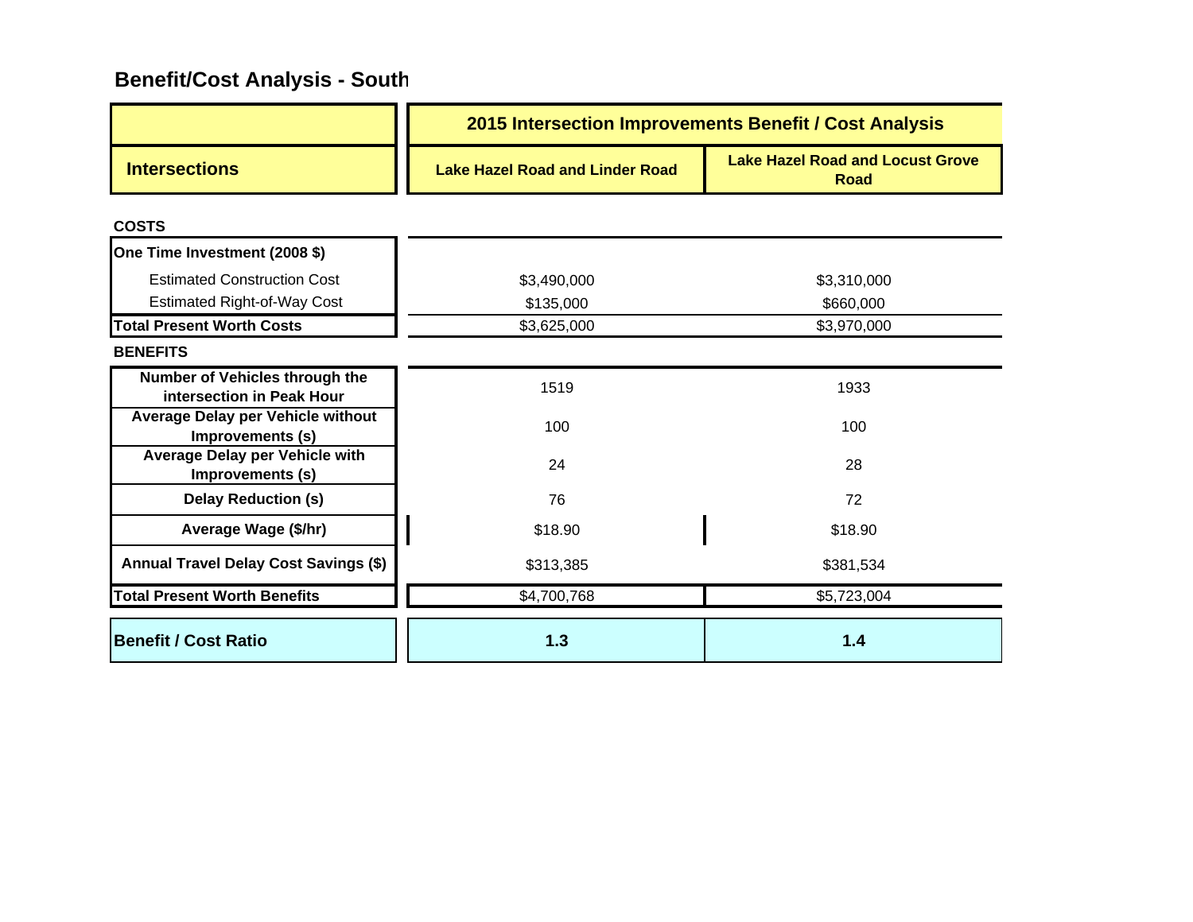## Benefit/Cost Analysis - South

| | 2015 Intersection Improvements Benefit / Cost Analysis | |
|---|---|---|
| **Intersections** | **Lake Hazel Road and Linder Road** | **Lake Hazel Road and Locust Grove Road** |
| **COSTS** | | |
| **One Time Investment (2008 $)** | | |
| Estimated Construction Cost | $3,490,000 | $3,310,000 |
| Estimated Right-of-Way Cost | $135,000 | $660,000 |
| **Total Present Worth Costs** | $3,625,000 | $3,970,000 |
| **BENEFITS** | | |
| **Number of Vehicles through the intersection in Peak Hour** | 1519 | 1933 |
| **Average Delay per Vehicle without Improvements (s)** | 100 | 100 |
| **Average Delay per Vehicle with Improvements (s)** | 24 | 28 |
| **Delay Reduction (s)** | 76 | 72 |
| **Average Wage ($/hr)** | $18.90 | $18.90 |
| **Annual Travel Delay Cost Savings ($)** | $313,385 | $381,534 |
| **Total Present Worth Benefits** | $4,700,768 | $5,723,004 |
| **Benefit / Cost Ratio** | **1.3** | **1.4** |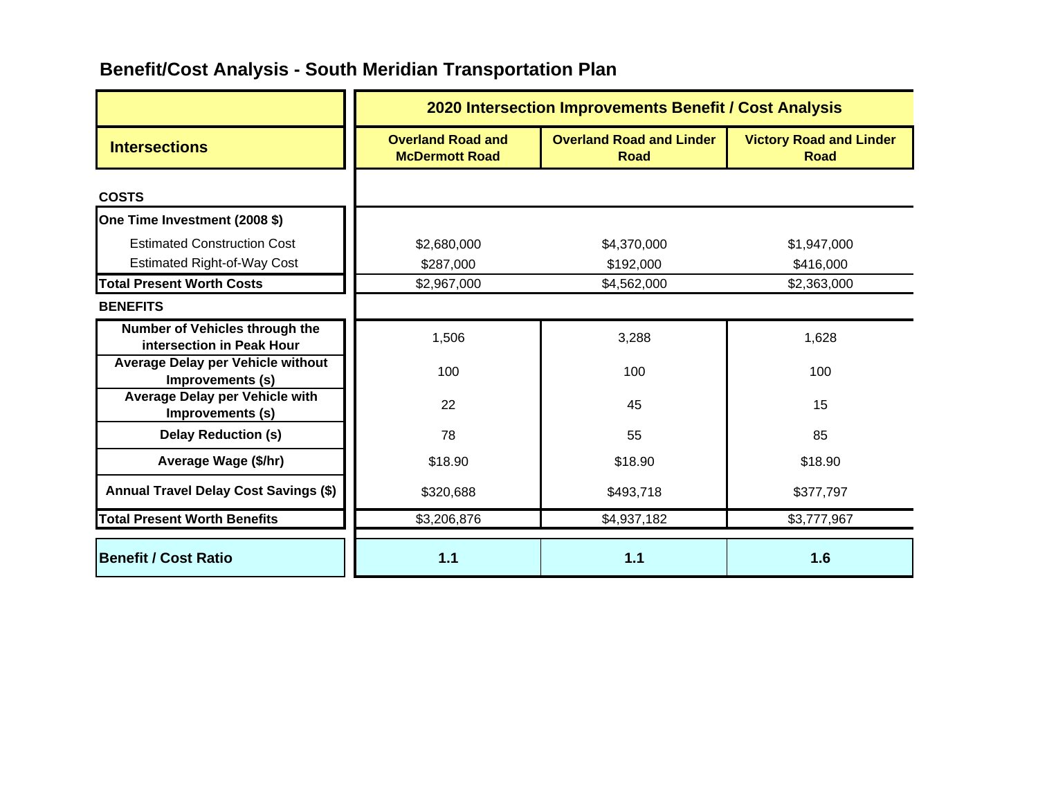## Benefit/Cost Analysis - South Meridian Transportation Plan

| | 2020 Intersection Improvements Benefit / Cost Analysis | | |
|---|---|---|---|
| **Intersections** | **Overland Road and McDermott Road** | **Overland Road and Linder Road** | **Victory Road and Linder Road** |
| **COSTS** | | | |
| **One Time Investment (2008 $)** | | | |
| Estimated Construction Cost | $2,680,000 | $4,370,000 | $1,947,000 |
| Estimated Right-of-Way Cost | $287,000 | $192,000 | $416,000 |
| **Total Present Worth Costs** | $2,967,000 | $4,562,000 | $2,363,000 |
| **BENEFITS** | | | |
| **Number of Vehicles through the intersection in Peak Hour** | 1,506 | 3,288 | 1,628 |
| **Average Delay per Vehicle without Improvements (s)** | 100 | 100 | 100 |
| **Average Delay per Vehicle with Improvements (s)** | 22 | 45 | 15 |
| **Delay Reduction (s)** | 78 | 55 | 85 |
| **Average Wage ($/hr)** | $18.90 | $18.90 | $18.90 |
| **Annual Travel Delay Cost Savings ($)** | $320,688 | $493,718 | $377,797 |
| **Total Present Worth Benefits** | $3,206,876 | $4,937,182 | $3,777,967 |
| **Benefit / Cost Ratio** | **1.1** | **1.1** | **1.6** |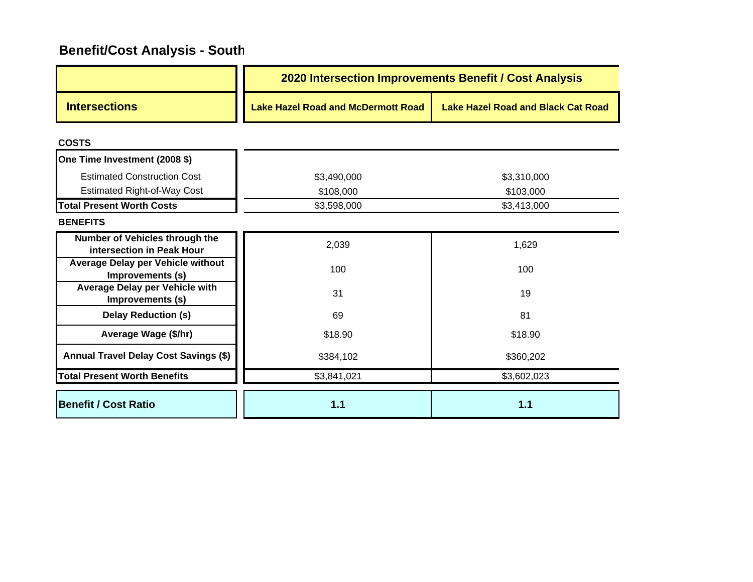## Benefit/Cost Analysis - South

| | 2020 Intersection Improvements Benefit / Cost Analysis | |
|---|---|---|
| **Intersections** | **Lake Hazel Road and McDermott Road** | **Lake Hazel Road and Black Cat Road** |
| **COSTS** | | |
| **One Time Investment (2008 $)** | | |
| Estimated Construction Cost | $3,490,000 | $3,310,000 |
| Estimated Right-of-Way Cost | $108,000 | $103,000 |
| **Total Present Worth Costs** | $3,598,000 | $3,413,000 |
| **BENEFITS** | | |
| **Number of Vehicles through the intersection in Peak Hour** | 2,039 | 1,629 |
| **Average Delay per Vehicle without Improvements (s)** | 100 | 100 |
| **Average Delay per Vehicle with Improvements (s)** | 31 | 19 |
| **Delay Reduction (s)** | 69 | 81 |
| **Average Wage ($/hr)** | $18.90 | $18.90 |
| **Annual Travel Delay Cost Savings ($)** | $384,102 | $360,202 |
| **Total Present Worth Benefits** | $3,841,021 | $3,602,023 |
| **Benefit / Cost Ratio** | **1.1** | **1.1** |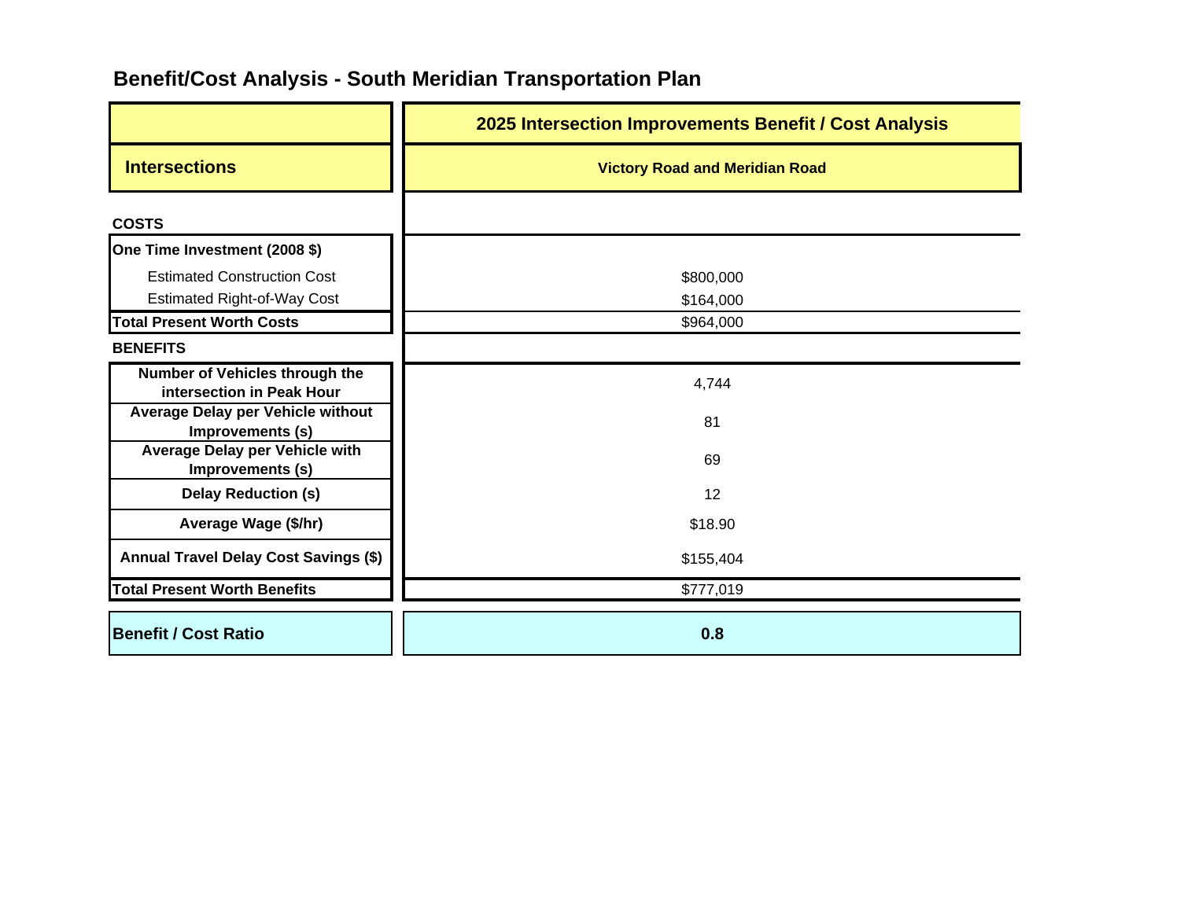## Benefit/Cost Analysis - South Meridian Transportation Plan

| | 2025 Intersection Improvements Benefit / Cost Analysis |
|---|---|
| **Intersections** | **Victory Road and Meridian Road** |
| **COSTS** | |
| **One Time Investment (2008 $)** | |
| Estimated Construction Cost | $800,000 |
| Estimated Right-of-Way Cost | $164,000 |
| **Total Present Worth Costs** | $964,000 |
| **BENEFITS** | |
| **Number of Vehicles through the intersection in Peak Hour** | 4,744 |
| **Average Delay per Vehicle without Improvements (s)** | 81 |
| **Average Delay per Vehicle with Improvements (s)** | 69 |
| **Delay Reduction (s)** | 12 |
| **Average Wage ($/hr)** | $18.90 |
| **Annual Travel Delay Cost Savings ($)** | $155,404 |
| **Total Present Worth Benefits** | $777,019 |
| **Benefit / Cost Ratio** | **0.8** |